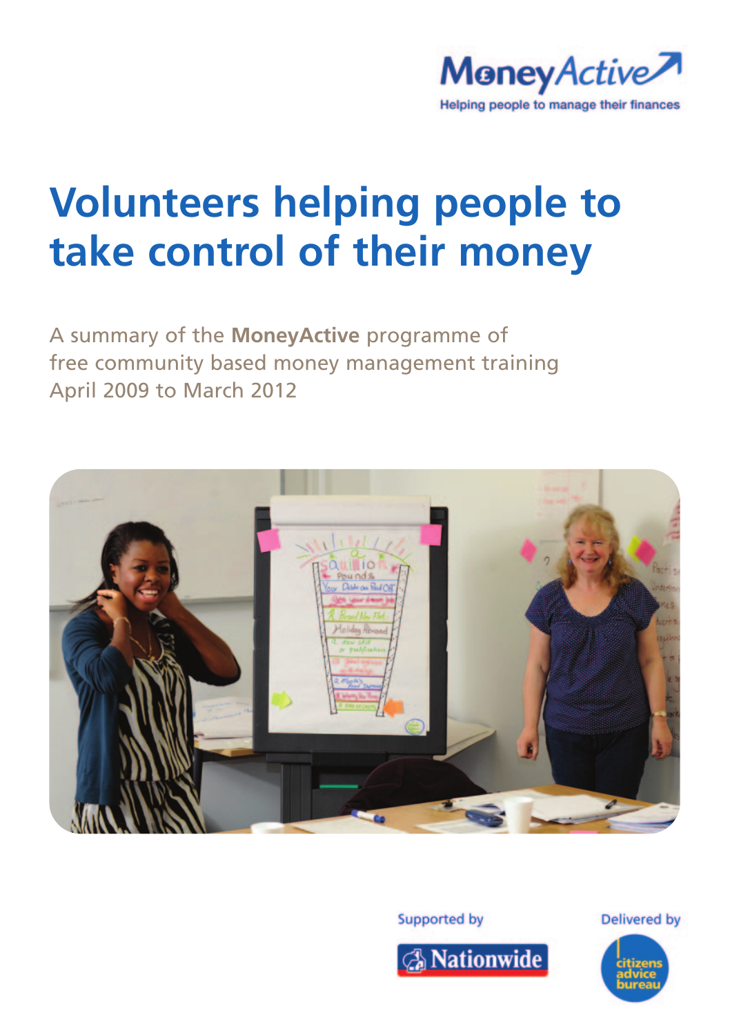MoneyActive

Helping people to manage their finances

# Volunteers helping people to take control of their money

A summary of the **MoneyActive** programme of free community based money management training April 2009 to March 2012

Supported by Nationwide

Delivered by citizens advice bureau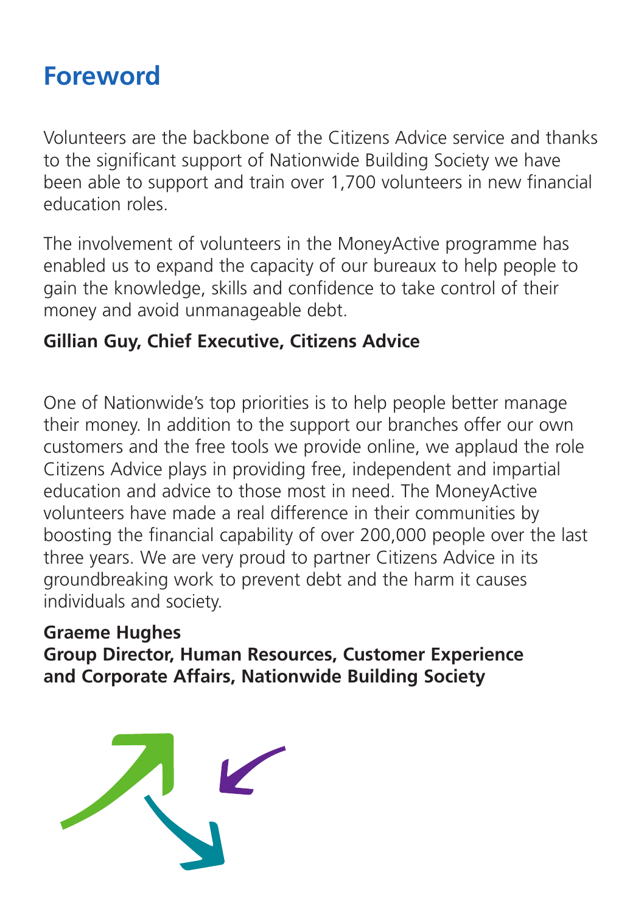# Foreword

Volunteers are the backbone of the Citizens Advice service and thanks to the significant support of Nationwide Building Society we have been able to support and train over 1,700 volunteers in new financial education roles.

The involvement of volunteers in the MoneyActive programme has enabled us to expand the capacity of our bureaux to help people to gain the knowledge, skills and confidence to take control of their money and avoid unmanageable debt.

**Gillian Guy, Chief Executive, Citizens Advice**

One of Nationwide's top priorities is to help people better manage their money. In addition to the support our branches offer our own customers and the free tools we provide online, we applaud the role Citizens Advice plays in providing free, independent and impartial education and advice to those most in need. The MoneyActive volunteers have made a real difference in their communities by boosting the financial capability of over 200,000 people over the last three years. We are very proud to partner Citizens Advice in its groundbreaking work to prevent debt and the harm it causes individuals and society.

**Graeme Hughes**
**Group Director, Human Resources, Customer Experience and Corporate Affairs, Nationwide Building Society**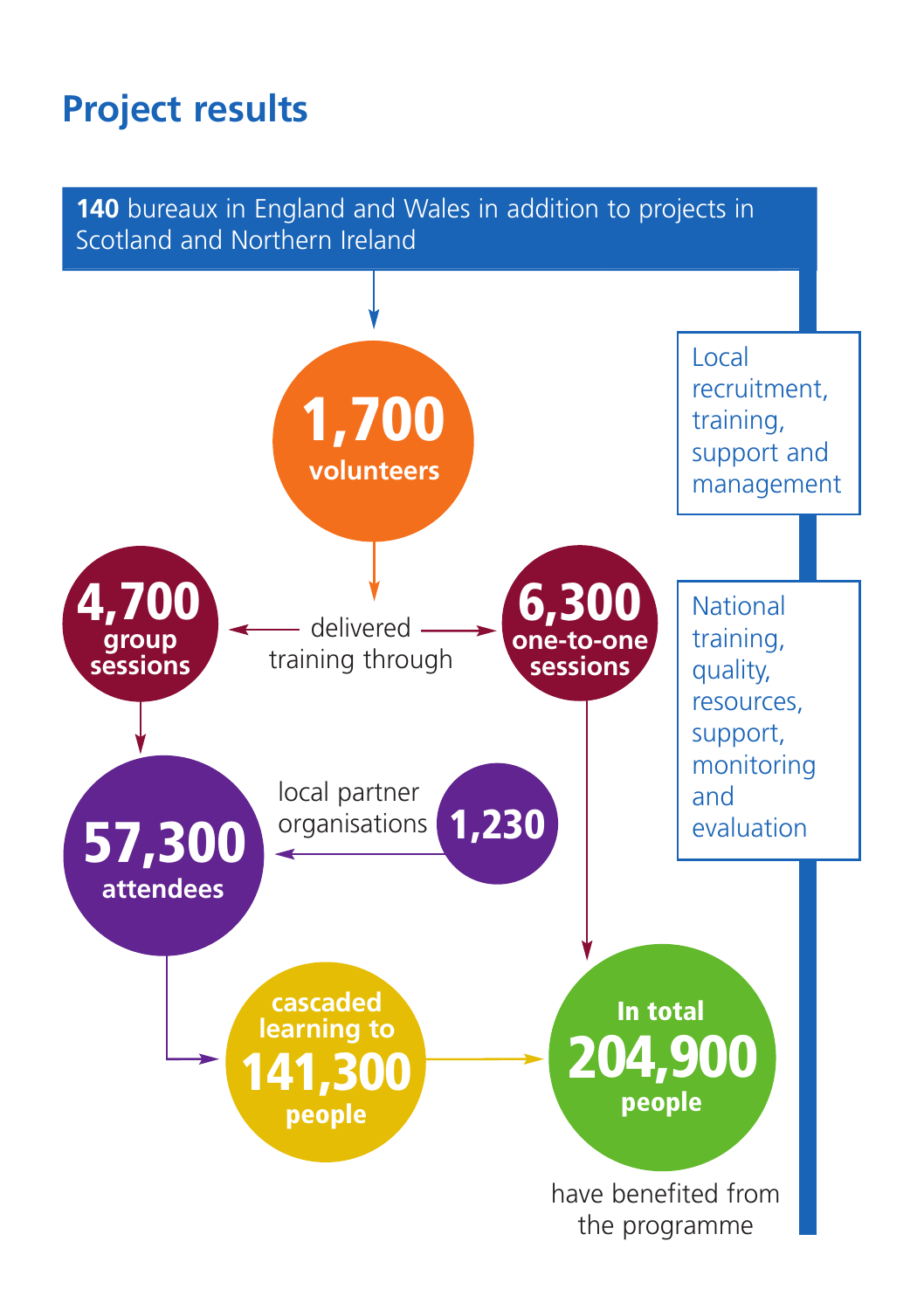# Project results

**140** bureaux in England and Wales in addition to projects in Scotland and Northern Ireland

Local recruitment, training, support and management

**1,700** volunteers

delivered training through

**4,700** group sessions

**6,300** one-to-one sessions

National training, quality, resources, support, monitoring and evaluation

**57,300** attendees

local partner organisations **1,230**

cascaded learning to **141,300** people

In total **204,900** people have benefited from the programme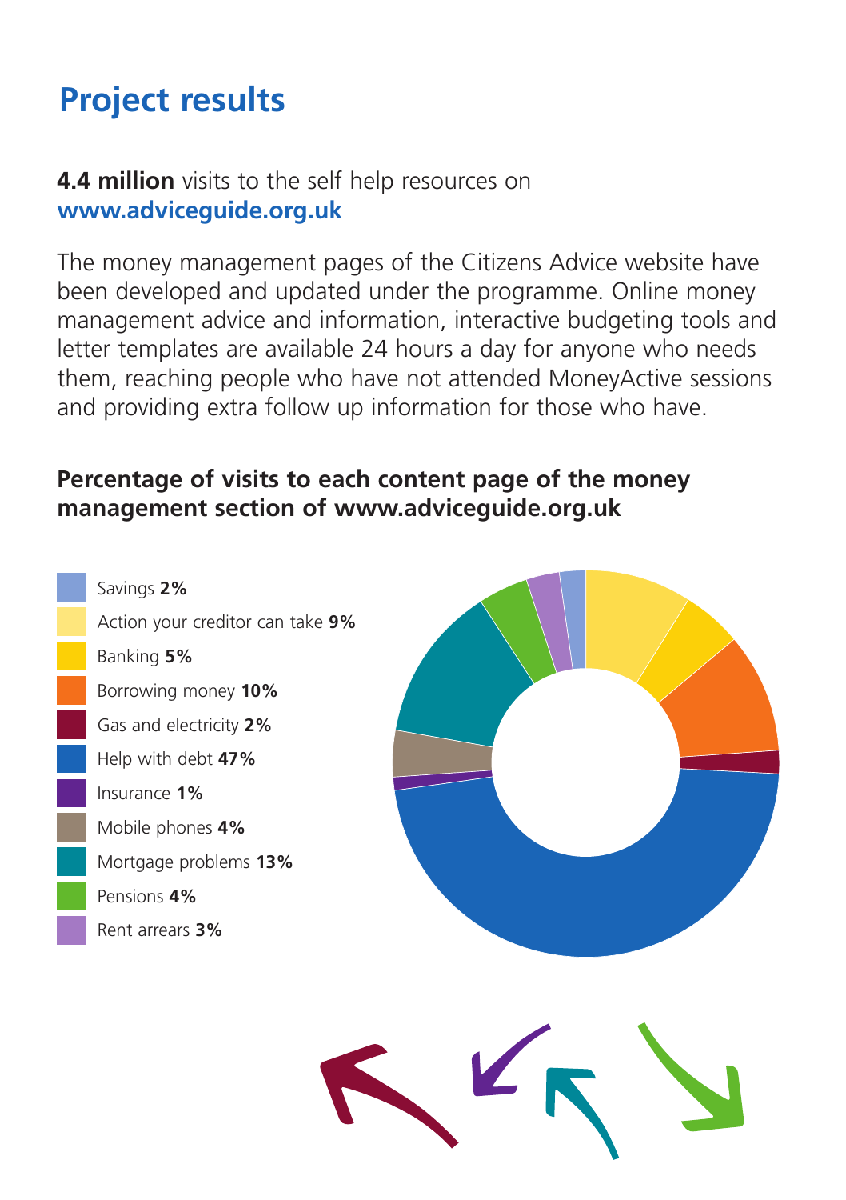# Project results

**4.4 million** visits to the self help resources on **www.adviceguide.org.uk**

The money management pages of the Citizens Advice website have been developed and updated under the programme. Online money management advice and information, interactive budgeting tools and letter templates are available 24 hours a day for anyone who needs them, reaching people who have not attended MoneyActive sessions and providing extra follow up information for those who have.

**Percentage of visits to each content page of the money management section of www.adviceguide.org.uk**

- Savings **2%**
- Action your creditor can take **9%**
- Banking **5%**
- Borrowing money **10%**
- Gas and electricity **2%**
- Help with debt **47%**
- Insurance **1%**
- Mobile phones **4%**
- Mortgage problems **13%**
- Pensions **4%**
- Rent arrears **3%**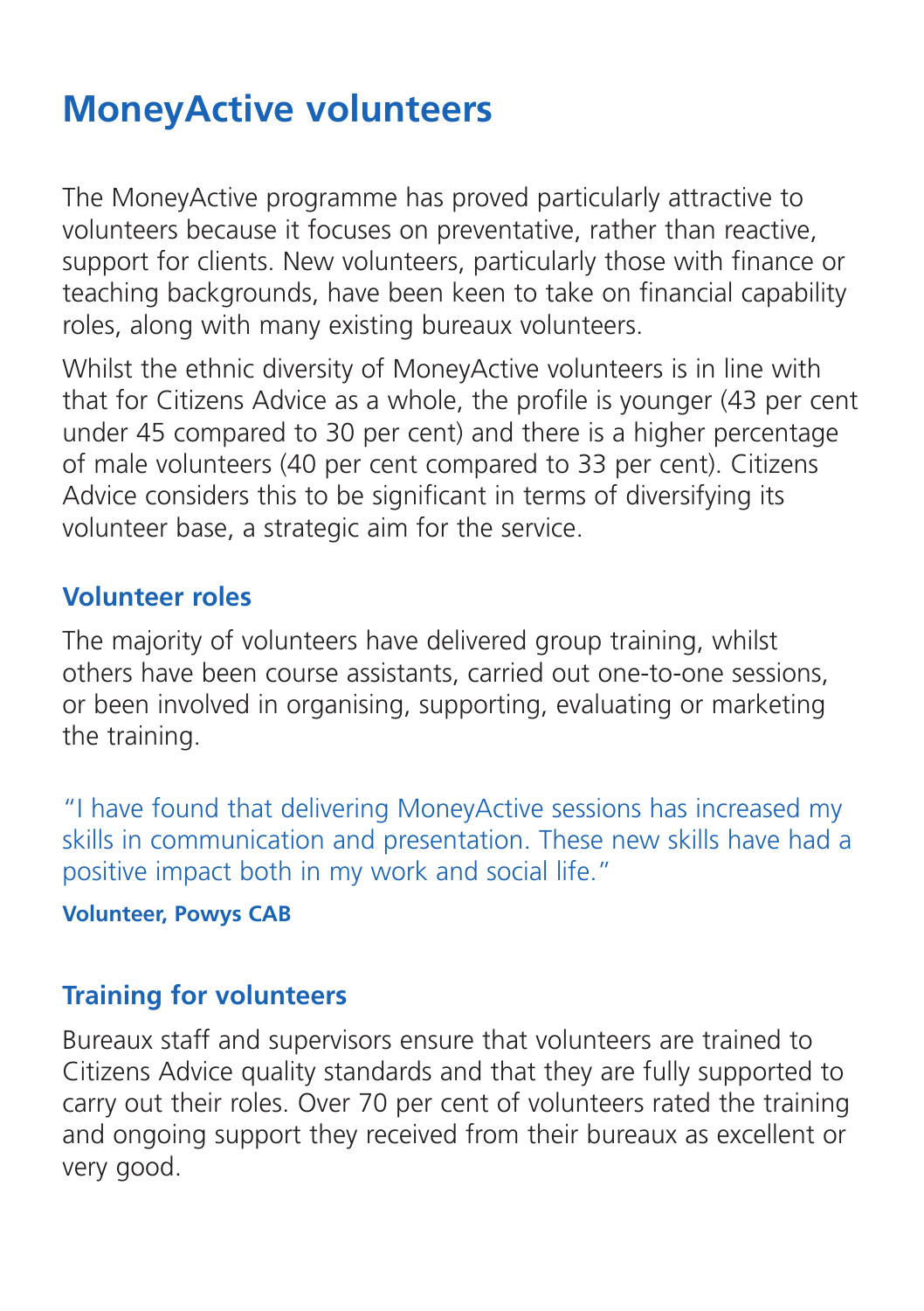# MoneyActive volunteers

The MoneyActive programme has proved particularly attractive to volunteers because it focuses on preventative, rather than reactive, support for clients. New volunteers, particularly those with finance or teaching backgrounds, have been keen to take on financial capability roles, along with many existing bureaux volunteers.

Whilst the ethnic diversity of MoneyActive volunteers is in line with that for Citizens Advice as a whole, the profile is younger (43 per cent under 45 compared to 30 per cent) and there is a higher percentage of male volunteers (40 per cent compared to 33 per cent). Citizens Advice considers this to be significant in terms of diversifying its volunteer base, a strategic aim for the service.

## Volunteer roles

The majority of volunteers have delivered group training, whilst others have been course assistants, carried out one-to-one sessions, or been involved in organising, supporting, evaluating or marketing the training.

"I have found that delivering MoneyActive sessions has increased my skills in communication and presentation. These new skills have had a positive impact both in my work and social life."

**Volunteer, Powys CAB**

## Training for volunteers

Bureaux staff and supervisors ensure that volunteers are trained to Citizens Advice quality standards and that they are fully supported to carry out their roles. Over 70 per cent of volunteers rated the training and ongoing support they received from their bureaux as excellent or very good.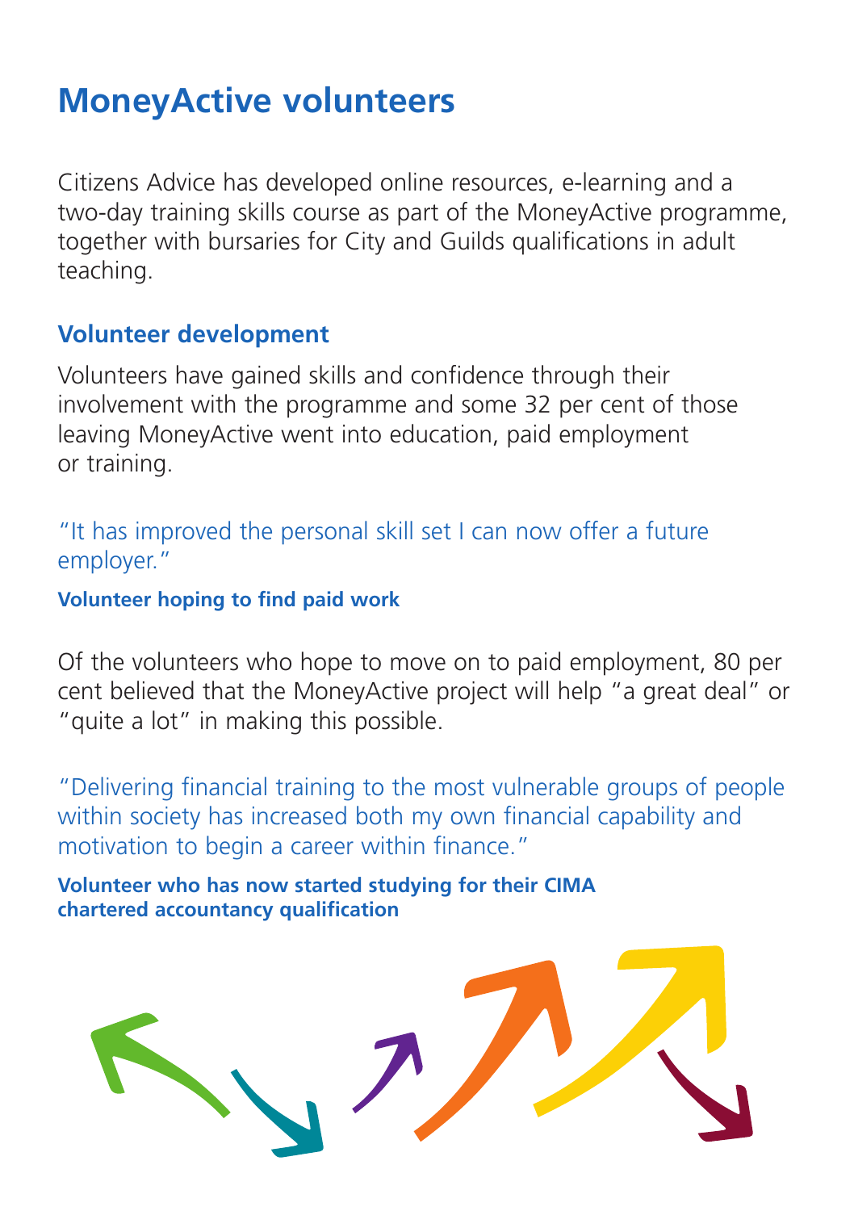# MoneyActive volunteers

Citizens Advice has developed online resources, e-learning and a two-day training skills course as part of the MoneyActive programme, together with bursaries for City and Guilds qualifications in adult teaching.

## Volunteer development

Volunteers have gained skills and confidence through their involvement with the programme and some 32 per cent of those leaving MoneyActive went into education, paid employment or training.

"It has improved the personal skill set I can now offer a future employer."

**Volunteer hoping to find paid work**

Of the volunteers who hope to move on to paid employment, 80 per cent believed that the MoneyActive project will help "a great deal" or "quite a lot" in making this possible.

"Delivering financial training to the most vulnerable groups of people within society has increased both my own financial capability and motivation to begin a career within finance."

**Volunteer who has now started studying for their CIMA chartered accountancy qualification**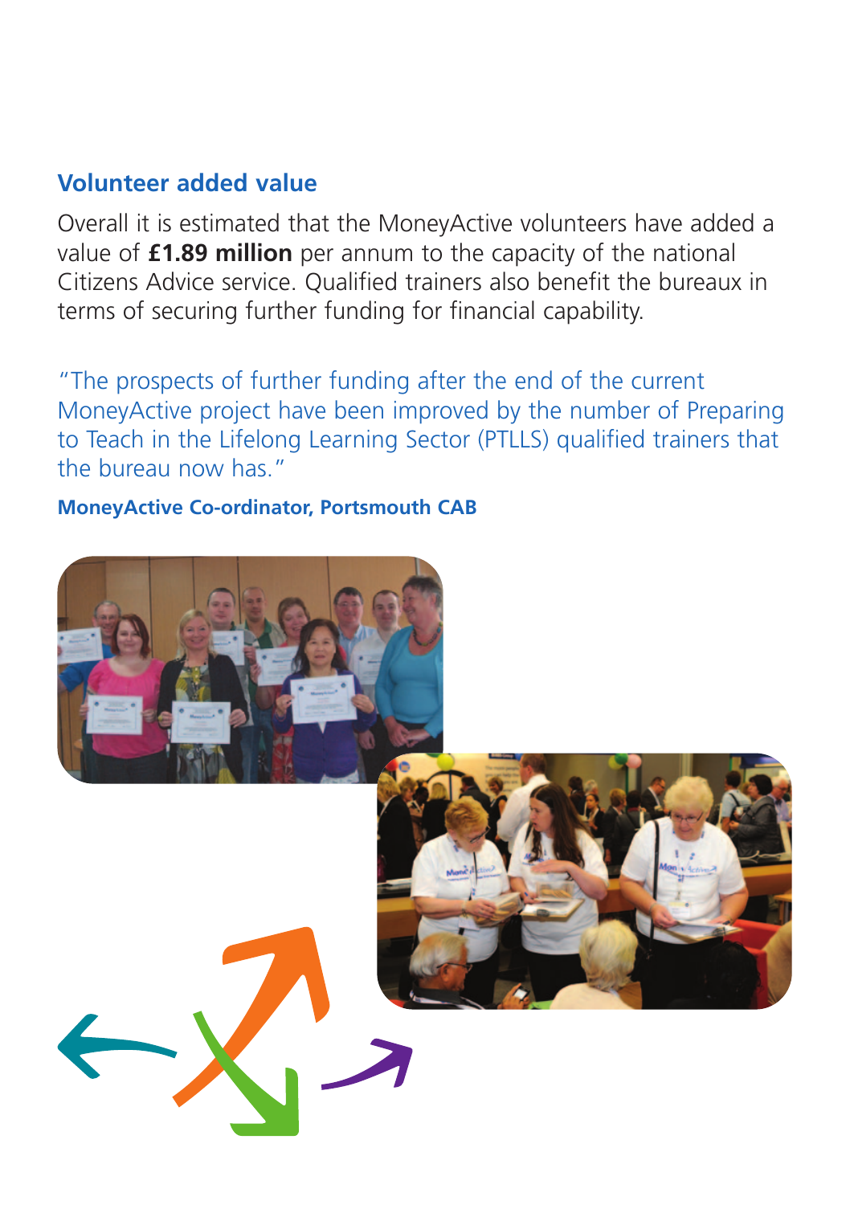## Volunteer added value

Overall it is estimated that the MoneyActive volunteers have added a value of **£1.89 million** per annum to the capacity of the national Citizens Advice service. Qualified trainers also benefit the bureaux in terms of securing further funding for financial capability.

"The prospects of further funding after the end of the current MoneyActive project have been improved by the number of Preparing to Teach in the Lifelong Learning Sector (PTLLS) qualified trainers that the bureau now has."

**MoneyActive Co-ordinator, Portsmouth CAB**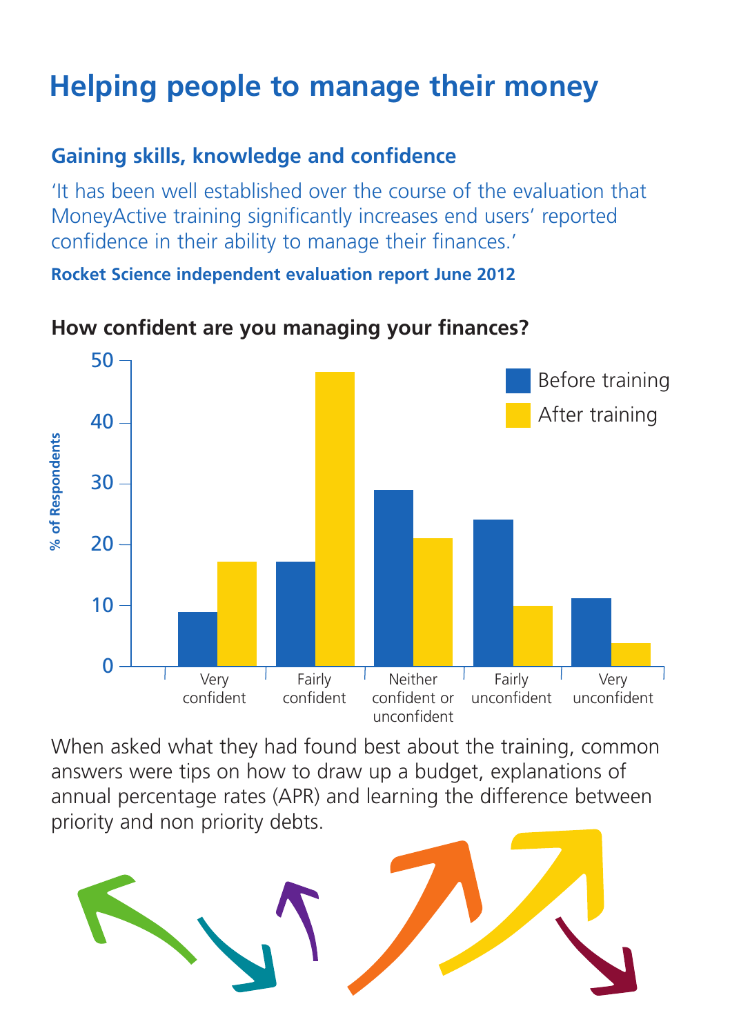# Helping people to manage their money

## Gaining skills, knowledge and confidence

'It has been well established over the course of the evaluation that MoneyActive training significantly increases end users' reported confidence in their ability to manage their finances.'

**Rocket Science independent evaluation report June 2012**

### How confident are you managing your finances?

| % of Respondents | Very confident | Fairly confident | Neither confident or unconfident | Fairly unconfident | Very unconfident |
|---|---|---|---|---|---|
| Before training | 9 | 17 | 29 | 24 | 11 |
| After training | 17 | 48 | 21 | 10 | 4 |

When asked what they had found best about the training, common answers were tips on how to draw up a budget, explanations of annual percentage rates (APR) and learning the difference between priority and non priority debts.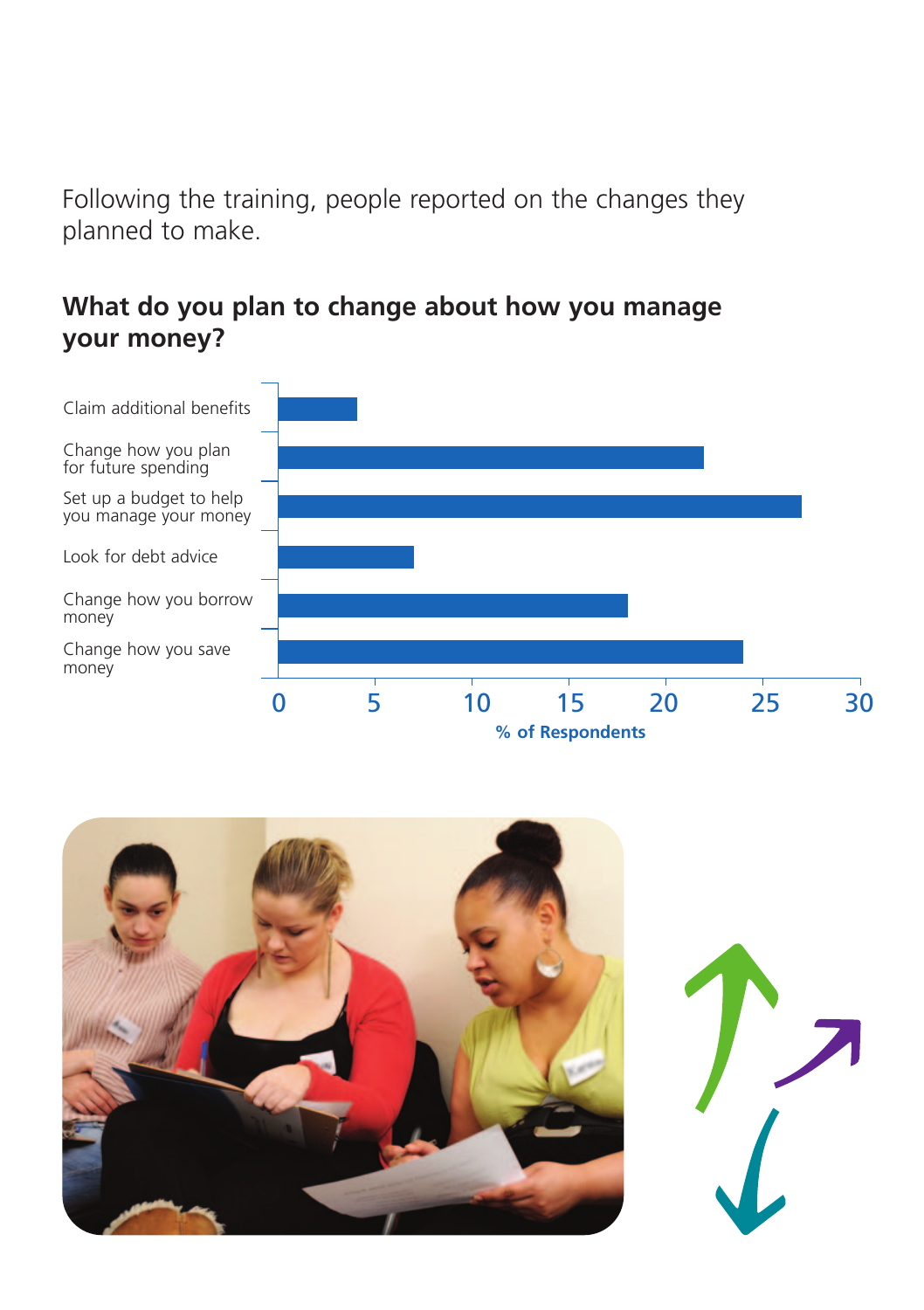Following the training, people reported on the changes they planned to make.

## What do you plan to change about how you manage your money?

| Planned change | % of Respondents |
|---|---|
| Claim additional benefits | 4 |
| Change how you plan for future spending | 22 |
| Set up a budget to help you manage your money | 27 |
| Look for debt advice | 7 |
| Change how you borrow money | 18 |
| Change how you save money | 24 |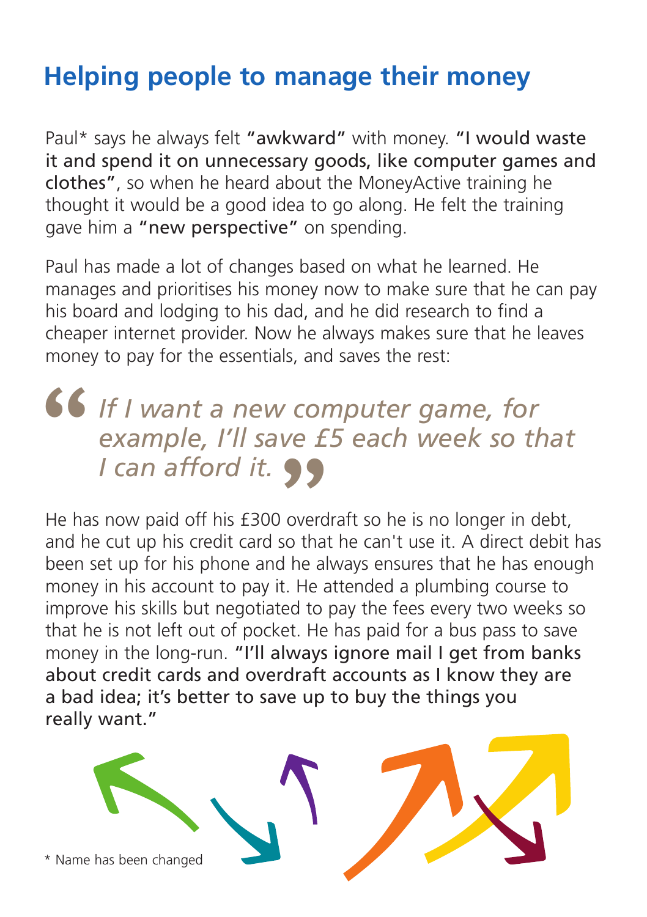# Helping people to manage their money

Paul* says he always felt **"awkward"** with money. **"I would waste it and spend it on unnecessary goods, like computer games and clothes"**, so when he heard about the MoneyActive training he thought it would be a good idea to go along. He felt the training gave him a **"new perspective"** on spending.

Paul has made a lot of changes based on what he learned. He manages and prioritises his money now to make sure that he can pay his board and lodging to his dad, and he did research to find a cheaper internet provider. Now he always makes sure that he leaves money to pay for the essentials, and saves the rest:

> *"If I want a new computer game, for example, I'll save £5 each week so that I can afford it."*

He has now paid off his £300 overdraft so he is no longer in debt, and he cut up his credit card so that he can't use it. A direct debit has been set up for his phone and he always ensures that he has enough money in his account to pay it. He attended a plumbing course to improve his skills but negotiated to pay the fees every two weeks so that he is not left out of pocket. He has paid for a bus pass to save money in the long-run. **"I'll always ignore mail I get from banks about credit cards and overdraft accounts as I know they are a bad idea; it's better to save up to buy the things you really want."**

\* Name has been changed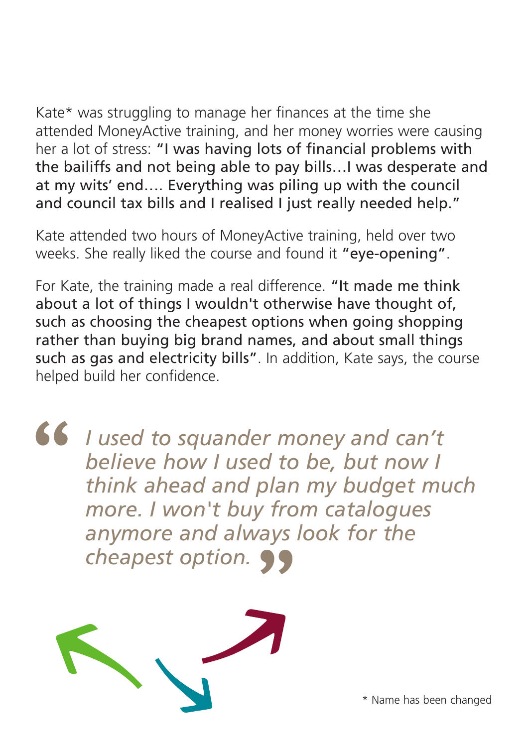Kate* was struggling to manage her finances at the time she attended MoneyActive training, and her money worries were causing her a lot of stress: **"I was having lots of financial problems with the bailiffs and not being able to pay bills…I was desperate and at my wits' end…. Everything was piling up with the council and council tax bills and I realised I just really needed help."**

Kate attended two hours of MoneyActive training, held over two weeks. She really liked the course and found it **"eye-opening"**.

For Kate, the training made a real difference. **"It made me think about a lot of things I wouldn't otherwise have thought of, such as choosing the cheapest options when going shopping rather than buying big brand names, and about small things such as gas and electricity bills"**. In addition, Kate says, the course helped build her confidence.

> *"I used to squander money and can't believe how I used to be, but now I think ahead and plan my budget much more. I won't buy from catalogues anymore and always look for the cheapest option."*

\* Name has been changed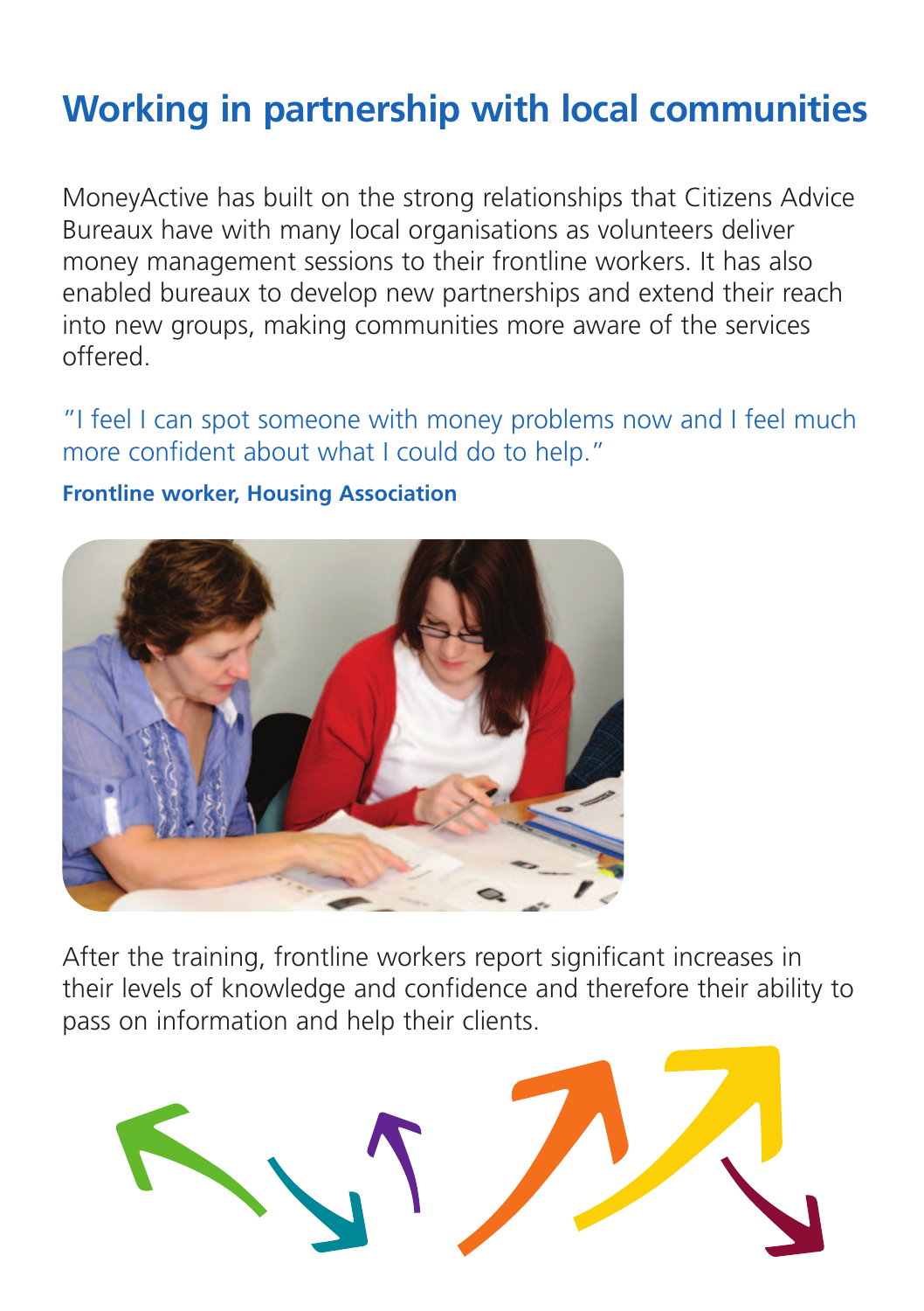# Working in partnership with local communities

MoneyActive has built on the strong relationships that Citizens Advice Bureaux have with many local organisations as volunteers deliver money management sessions to their frontline workers. It has also enabled bureaux to develop new partnerships and extend their reach into new groups, making communities more aware of the services offered.

"I feel I can spot someone with money problems now and I feel much more confident about what I could do to help."

**Frontline worker, Housing Association**

After the training, frontline workers report significant increases in their levels of knowledge and confidence and therefore their ability to pass on information and help their clients.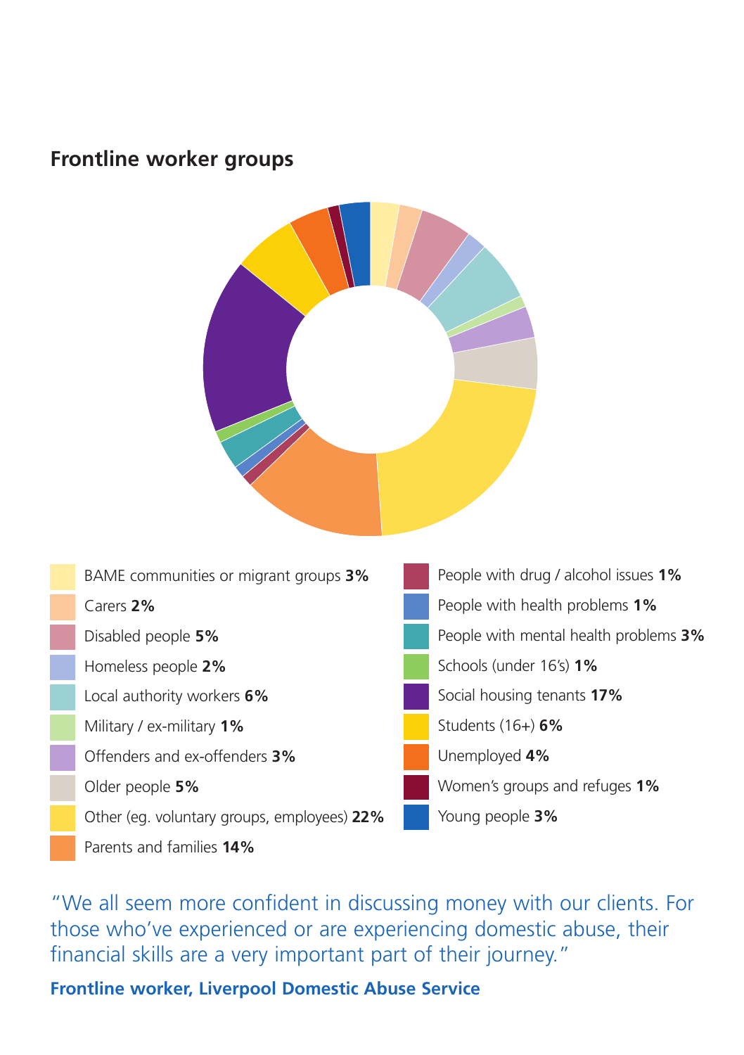## Frontline worker groups

- BAME communities or migrant groups **3%**
- Carers **2%**
- Disabled people **5%**
- Homeless people **2%**
- Local authority workers **6%**
- Military / ex-military **1%**
- Offenders and ex-offenders **3%**
- Older people **5%**
- Other (eg. voluntary groups, employees) **22%**
- Parents and families **14%**
- People with drug / alcohol issues **1%**
- People with health problems **1%**
- People with mental health problems **3%**
- Schools (under 16's) **1%**
- Social housing tenants **17%**
- Students (16+) **6%**
- Unemployed **4%**
- Women's groups and refuges **1%**
- Young people **3%**

"We all seem more confident in discussing money with our clients. For those who've experienced or are experiencing domestic abuse, their financial skills are a very important part of their journey."

**Frontline worker, Liverpool Domestic Abuse Service**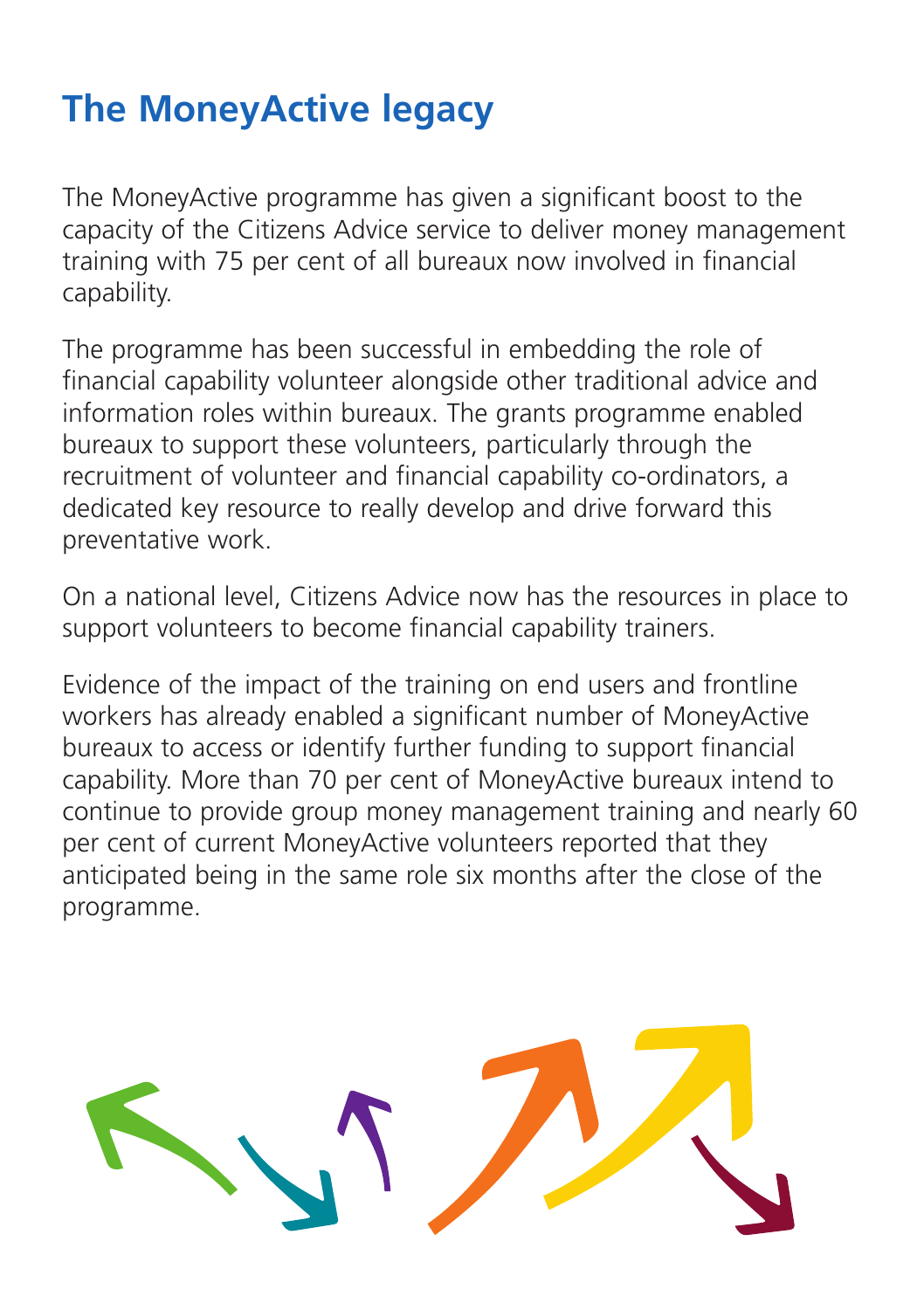# The MoneyActive legacy

The MoneyActive programme has given a significant boost to the capacity of the Citizens Advice service to deliver money management training with 75 per cent of all bureaux now involved in financial capability.

The programme has been successful in embedding the role of financial capability volunteer alongside other traditional advice and information roles within bureaux. The grants programme enabled bureaux to support these volunteers, particularly through the recruitment of volunteer and financial capability co-ordinators, a dedicated key resource to really develop and drive forward this preventative work.

On a national level, Citizens Advice now has the resources in place to support volunteers to become financial capability trainers.

Evidence of the impact of the training on end users and frontline workers has already enabled a significant number of MoneyActive bureaux to access or identify further funding to support financial capability. More than 70 per cent of MoneyActive bureaux intend to continue to provide group money management training and nearly 60 per cent of current MoneyActive volunteers reported that they anticipated being in the same role six months after the close of the programme.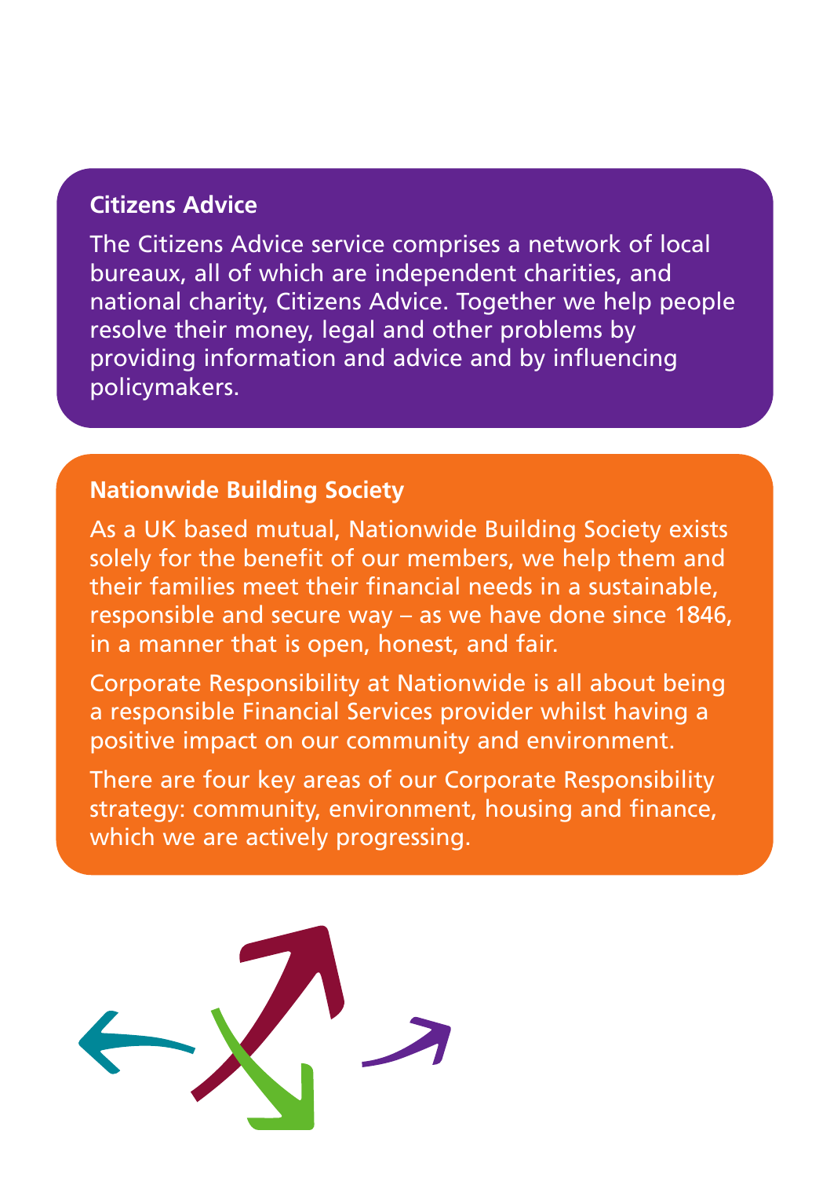## Citizens Advice

The Citizens Advice service comprises a network of local bureaux, all of which are independent charities, and national charity, Citizens Advice. Together we help people resolve their money, legal and other problems by providing information and advice and by influencing policymakers.

## Nationwide Building Society

As a UK based mutual, Nationwide Building Society exists solely for the benefit of our members, we help them and their families meet their financial needs in a sustainable, responsible and secure way – as we have done since 1846, in a manner that is open, honest, and fair.

Corporate Responsibility at Nationwide is all about being a responsible Financial Services provider whilst having a positive impact on our community and environment.

There are four key areas of our Corporate Responsibility strategy: community, environment, housing and finance, which we are actively progressing.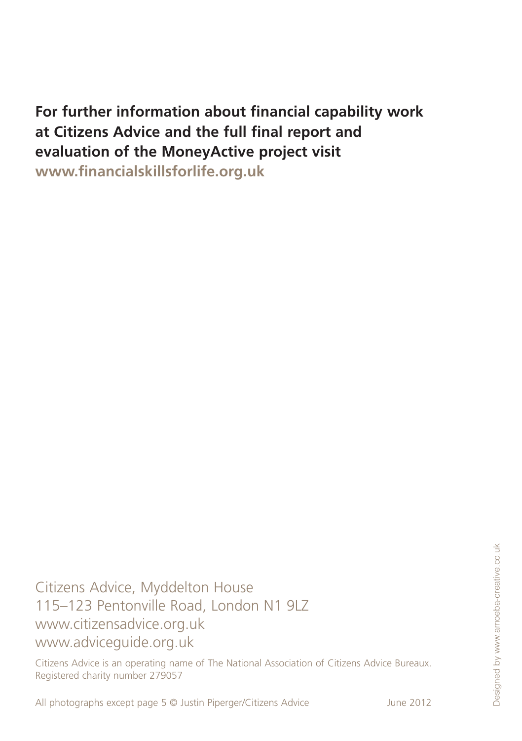**For further information about financial capability work at Citizens Advice and the full final report and evaluation of the MoneyActive project visit**
**www.financialskillsforlife.org.uk**

Citizens Advice, Myddelton House
115–123 Pentonville Road, London N1 9LZ
www.citizensadvice.org.uk
www.adviceguide.org.uk

Citizens Advice is an operating name of The National Association of Citizens Advice Bureaux.
Registered charity number 279057

All photographs except page 5 © Justin Piperger/Citizens Advice June 2012

Designed by www.amoeba-creative.co.uk